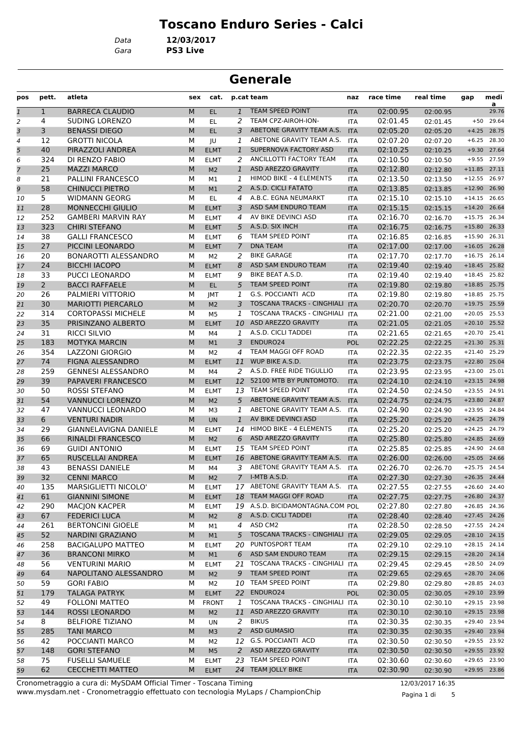# Toscano Enduro Series - Calci

Data **12/03/2017**
Gara **PS3 Live**

## Generale

| pos | pett. | atleta | sex | cat. | p.cat | team | naz | race time | real time | gap | media |
|---|---|---|---|---|---|---|---|---|---|---|---|
| 1 | 1 | BARRECA CLAUDIO | M | EL | 1 | TEAM SPEED POINT | ITA | 02:00.95 | 02:00.95 | | 29.76 |
| 2 | 4 | SUDING LORENZO | M | EL | 2 | TEAM CPZ-AIROH-ION- | ITA | 02:01.45 | 02:01.45 | +50 | 29.64 |
| 3 | 3 | BENASSI DIEGO | M | EL | 3 | ABETONE GRAVITY TEAM A.S. | ITA | 02:05.20 | 02:05.20 | +4.25 | 28.75 |
| 4 | 12 | GROTTI NICOLA | M | JU | 1 | ABETONE GRAVITY TEAM A.S. | ITA | 02:07.20 | 02:07.20 | +6.25 | 28.30 |
| 5 | 40 | PIRAZZOLI ANDREA | M | ELMT | 1 | SUPERNOVA FACTORY ASD | ITA | 02:10.25 | 02:10.25 | +9.30 | 27.64 |
| 6 | 324 | DI RENZO FABIO | M | ELMT | 2 | ANCILLOTTI FACTORY TEAM | ITA | 02:10.50 | 02:10.50 | +9.55 | 27.59 |
| 7 | 25 | MAZZI MARCO | M | M2 | 1 | ASD AREZZO GRAVITY | ITA | 02:12.80 | 02:12.80 | +11.85 | 27.11 |
| 8 | 21 | PALLINI FRANCESCO | M | M1 | 1 | HIMOD BIKE - 4 ELEMENTS | ITA | 02:13.50 | 02:13.50 | +12.55 | 26.97 |
| 9 | 58 | CHINUCCI PIETRO | M | M1 | 2 | A.S.D. CICLI FATATO | ITA | 02:13.85 | 02:13.85 | +12.90 | 26.90 |
| 10 | 5 | WIDMANN GEORG | M | EL | 4 | A.B.C. EGNA NEUMARKT | ITA | 02:15.10 | 02:15.10 | +14.15 | 26.65 |
| 11 | 28 | MONNECCHI GIULIO | M | ELMT | 3 | ASD SAM ENDURO TEAM | ITA | 02:15.15 | 02:15.15 | +14.20 | 26.64 |
| 12 | 252 | GAMBERI MARVIN RAY | M | ELMT | 4 | AV BIKE DEVINCI ASD | ITA | 02:16.70 | 02:16.70 | +15.75 | 26.34 |
| 13 | 323 | CHIRI STEFANO | M | ELMT | 5 | A.S.D. SIX INCH | ITA | 02:16.75 | 02:16.75 | +15.80 | 26.33 |
| 14 | 38 | GALLI FRANCESCO | M | ELMT | 6 | TEAM SPEED POINT | ITA | 02:16.85 | 02:16.85 | +15.90 | 26.31 |
| 15 | 27 | PICCINI LEONARDO | M | ELMT | 7 | DNA TEAM | ITA | 02:17.00 | 02:17.00 | +16.05 | 26.28 |
| 16 | 20 | BONAROTTI ALESSANDRO | M | M2 | 2 | BIKE GARAGE | ITA | 02:17.70 | 02:17.70 | +16.75 | 26.14 |
| 17 | 24 | BICCHI IACOPO | M | ELMT | 8 | ASD SAM ENDURO TEAM | ITA | 02:19.40 | 02:19.40 | +18.45 | 25.82 |
| 18 | 33 | PUCCI LEONARDO | M | ELMT | 9 | BIKE BEAT A.S.D. | ITA | 02:19.40 | 02:19.40 | +18.45 | 25.82 |
| 19 | 2 | BACCI RAFFAELE | M | EL | 5 | TEAM SPEED POINT | ITA | 02:19.80 | 02:19.80 | +18.85 | 25.75 |
| 20 | 26 | PALMIERI VITTORIO | M | JMT | 1 | G.S. POCCIANTI ACD | ITA | 02:19.80 | 02:19.80 | +18.85 | 25.75 |
| 21 | 30 | MARIOTTI PIERCARLO | M | M2 | 3 | TOSCANA TRACKS - CINGHIALI | ITA | 02:20.70 | 02:20.70 | +19.75 | 25.59 |
| 22 | 314 | CORTOPASSI MICHELE | M | M5 | 1 | TOSCANA TRACKS - CINGHIALI | ITA | 02:21.00 | 02:21.00 | +20.05 | 25.53 |
| 23 | 35 | PRISINZANO ALBERTO | M | ELMT | 10 | ASD AREZZO GRAVITY | ITA | 02:21.05 | 02:21.05 | +20.10 | 25.52 |
| 24 | 31 | RICCI SILVIO | M | M4 | 1 | A.S.D. CICLI TADDEI | ITA | 02:21.65 | 02:21.65 | +20.70 | 25.41 |
| 25 | 183 | MOTYKA MARCIN | M | M1 | 3 | ENDURO24 | POL | 02:22.25 | 02:22.25 | +21.30 | 25.31 |
| 26 | 354 | LAZZONI GIORGIO | M | M2 | 4 | TEAM MAGGI OFF ROAD | ITA | 02:22.35 | 02:22.35 | +21.40 | 25.29 |
| 27 | 74 | FIGNA ALESSANDRO | M | ELMT | 11 | WUP BIKE A.S.D. | ITA | 02:23.75 | 02:23.75 | +22.80 | 25.04 |
| 28 | 259 | GENNESI ALESSANDRO | M | M4 | 2 | A.S.D. FREE RIDE TIGULLIO | ITA | 02:23.95 | 02:23.95 | +23.00 | 25.01 |
| 29 | 39 | PAPAVERI FRANCESCO | M | ELMT | 12 | 52100 MTB BY PUNTOMOTO. | ITA | 02:24.10 | 02:24.10 | +23.15 | 24.98 |
| 30 | 50 | ROSSI STEFANO | M | ELMT | 13 | TEAM SPEED POINT | ITA | 02:24.50 | 02:24.50 | +23.55 | 24.91 |
| 31 | 54 | VANNUCCI LORENZO | M | M2 | 5 | ABETONE GRAVITY TEAM A.S. | ITA | 02:24.75 | 02:24.75 | +23.80 | 24.87 |
| 32 | 47 | VANNUCCI LEONARDO | M | M3 | 1 | ABETONE GRAVITY TEAM A.S. | ITA | 02:24.90 | 02:24.90 | +23.95 | 24.84 |
| 33 | 6 | VENTURI NADIR | M | UN | 1 | AV BIKE DEVINCI ASD | ITA | 02:25.20 | 02:25.20 | +24.25 | 24.79 |
| 34 | 29 | GIANNELAVIGNA DANIELE | M | ELMT | 14 | HIMOD BIKE - 4 ELEMENTS | ITA | 02:25.20 | 02:25.20 | +24.25 | 24.79 |
| 35 | 66 | RINALDI FRANCESCO | M | M2 | 6 | ASD AREZZO GRAVITY | ITA | 02:25.80 | 02:25.80 | +24.85 | 24.69 |
| 36 | 69 | GUIDI ANTONIO | M | ELMT | 15 | TEAM SPEED POINT | ITA | 02:25.85 | 02:25.85 | +24.90 | 24.68 |
| 37 | 65 | RUSCELLAI ANDREA | M | ELMT | 16 | ABETONE GRAVITY TEAM A.S. | ITA | 02:26.00 | 02:26.00 | +25.05 | 24.66 |
| 38 | 43 | BENASSI DANIELE | M | M4 | 3 | ABETONE GRAVITY TEAM A.S. | ITA | 02:26.70 | 02:26.70 | +25.75 | 24.54 |
| 39 | 32 | CENNI MARCO | M | M2 | 7 | I-MTB A.S.D. | ITA | 02:27.30 | 02:27.30 | +26.35 | 24.44 |
| 40 | 135 | MARSIGLIETTI NICOLO' | M | ELMT | 17 | ABETONE GRAVITY TEAM A.S. | ITA | 02:27.55 | 02:27.55 | +26.60 | 24.40 |
| 41 | 61 | GIANNINI SIMONE | M | ELMT | 18 | TEAM MAGGI OFF ROAD | ITA | 02:27.75 | 02:27.75 | +26.80 | 24.37 |
| 42 | 290 | MACJON KACPER | M | ELMT | 19 | A.S.D. BICIDAMONTAGNA.COM | POL | 02:27.80 | 02:27.80 | +26.85 | 24.36 |
| 43 | 67 | FEDERICI LUCA | M | M2 | 8 | A.S.D. CICLI TADDEI | ITA | 02:28.40 | 02:28.40 | +27.45 | 24.26 |
| 44 | 261 | BERTONCINI GIOELE | M | M1 | 4 | ASD CM2 | ITA | 02:28.50 | 02:28.50 | +27.55 | 24.24 |
| 45 | 52 | NARDINI GRAZIANO | M | M1 | 5 | TOSCANA TRACKS - CINGHIALI | ITA | 02:29.05 | 02:29.05 | +28.10 | 24.15 |
| 46 | 258 | BACIGALUPO MATTEO | M | ELMT | 20 | PUNTOSPORT TEAM | ITA | 02:29.10 | 02:29.10 | +28.15 | 24.14 |
| 47 | 36 | BRANCONI MIRKO | M | M1 | 6 | ASD SAM ENDURO TEAM | ITA | 02:29.15 | 02:29.15 | +28.20 | 24.14 |
| 48 | 56 | VENTURINI MARIO | M | ELMT | 21 | TOSCANA TRACKS - CINGHIALI | ITA | 02:29.45 | 02:29.45 | +28.50 | 24.09 |
| 49 | 64 | NAPOLITANO ALESSANDRO | M | M2 | 9 | TEAM SPEED POINT | ITA | 02:29.65 | 02:29.65 | +28.70 | 24.06 |
| 50 | 59 | GORI FABIO | M | M2 | 10 | TEAM SPEED POINT | ITA | 02:29.80 | 02:29.80 | +28.85 | 24.03 |
| 51 | 179 | TALAGA PATRYK | M | ELMT | 22 | ENDURO24 | POL | 02:30.05 | 02:30.05 | +29.10 | 23.99 |
| 52 | 49 | FOLLONI MATTEO | M | FRONT | 1 | TOSCANA TRACKS - CINGHIALI | ITA | 02:30.10 | 02:30.10 | +29.15 | 23.98 |
| 53 | 144 | ROSSI LEONARDO | M | M2 | 11 | ASD AREZZO GRAVITY | ITA | 02:30.10 | 02:30.10 | +29.15 | 23.98 |
| 54 | 8 | BELFIORE TIZIANO | M | UN | 2 | BIKUS | ITA | 02:30.35 | 02:30.35 | +29.40 | 23.94 |
| 55 | 285 | TANI MARCO | M | M3 | 2 | ASD GUMASIO | ITA | 02:30.35 | 02:30.35 | +29.40 | 23.94 |
| 56 | 42 | POCCIANTI MARCO | M | M2 | 12 | G.S. POCCIANTI ACD | ITA | 02:30.50 | 02:30.50 | +29.55 | 23.92 |
| 57 | 148 | GORI STEFANO | M | M5 | 2 | ASD AREZZO GRAVITY | ITA | 02:30.50 | 02:30.50 | +29.55 | 23.92 |
| 58 | 75 | FUSELLI SAMUELE | M | ELMT | 23 | TEAM SPEED POINT | ITA | 02:30.60 | 02:30.60 | +29.65 | 23.90 |
| 59 | 62 | CECCHETTI MATTEO | M | ELMT | 24 | TEAM JOLLY BIKE | ITA | 02:30.90 | 02:30.90 | +29.95 | 23.86 |

Cronometraggio a cura di: MySDAM Official Timer - Toscana Timing
www.mysdam.net - Cronometraggio effettuato con tecnologia MyLaps / ChampionChip

12/03/2017 16:35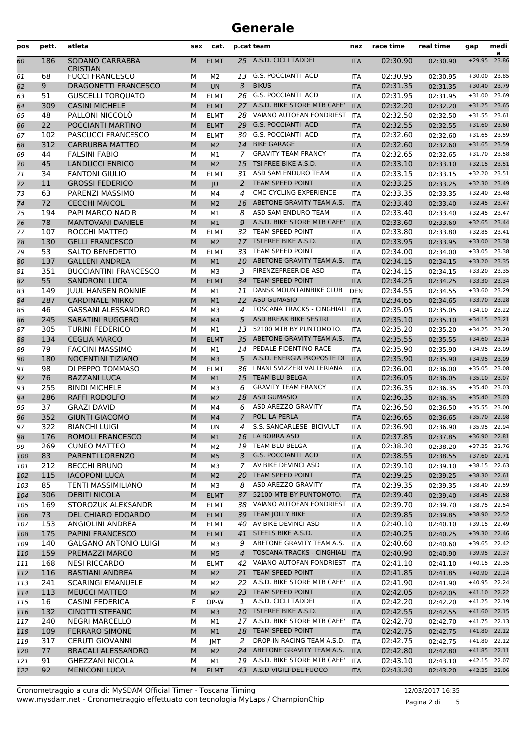# Generale

| pos | pett. | atleta | sex | cat. | p.cat | team | naz | race time | real time | gap | media |
|---|---|---|---|---|---|---|---|---|---|---|---|
| 60 | 186 | SODANO CARRABBA CRISTIAN | M | ELMT | 25 | A.S.D. CICLI TADDEI | ITA | 02:30.90 | 02:30.90 | +29.95 | 23.86 |
| 61 | 68 | FUCCI FRANCESCO | M | M2 | 13 | G.S. POCCIANTI ACD | ITA | 02:30.95 | 02:30.95 | +30.00 | 23.85 |
| 62 | 9 | DRAGONETTI FRANCESCO | M | UN | 3 | BIKUS | ITA | 02:31.35 | 02:31.35 | +30.40 | 23.79 |
| 63 | 51 | GUSCELLI TORQUATO | M | ELMT | 26 | G.S. POCCIANTI ACD | ITA | 02:31.95 | 02:31.95 | +31.00 | 23.69 |
| 64 | 309 | CASINI MICHELE | M | ELMT | 27 | A.S.D. BIKE STORE MTB CAFE' | ITA | 02:32.20 | 02:32.20 | +31.25 | 23.65 |
| 65 | 48 | PALLONI NICCOLÒ | M | ELMT | 28 | VAIANO AUTOFAN FONDRIEST | ITA | 02:32.50 | 02:32.50 | +31.55 | 23.61 |
| 66 | 22 | POCCIANTI MARTINO | M | ELMT | 29 | G.S. POCCIANTI ACD | ITA | 02:32.55 | 02:32.55 | +31.60 | 23.60 |
| 67 | 102 | PASCUCCI FRANCESCO | M | ELMT | 30 | G.S. POCCIANTI ACD | ITA | 02:32.60 | 02:32.60 | +31.65 | 23.59 |
| 68 | 312 | CARRUBBA MATTEO | M | M2 | 14 | BIKE GARAGE | ITA | 02:32.60 | 02:32.60 | +31.65 | 23.59 |
| 69 | 44 | FALSINI FABIO | M | M1 | 7 | GRAVITY TEAM FRANCY | ITA | 02:32.65 | 02:32.65 | +31.70 | 23.58 |
| 70 | 45 | LANDUCCI ENRICO | M | M2 | 15 | TSI FREE BIKE A.S.D. | ITA | 02:33.10 | 02:33.10 | +32.15 | 23.51 |
| 71 | 34 | FANTONI GIULIO | M | ELMT | 31 | ASD SAM ENDURO TEAM | ITA | 02:33.15 | 02:33.15 | +32.20 | 23.51 |
| 72 | 11 | GROSSI FEDERICO | M | JU | 2 | TEAM SPEED POINT | ITA | 02:33.25 | 02:33.25 | +32.30 | 23.49 |
| 73 | 63 | PARENZI MASSIMO | M | M4 | 4 | CMC CYCLING EXPERIENCE | ITA | 02:33.35 | 02:33.35 | +32.40 | 23.48 |
| 74 | 72 | CECCHI MAICOL | M | M2 | 16 | ABETONE GRAVITY TEAM A.S. | ITA | 02:33.40 | 02:33.40 | +32.45 | 23.47 |
| 75 | 194 | PAPI MARCO NADIR | M | M1 | 8 | ASD SAM ENDURO TEAM | ITA | 02:33.40 | 02:33.40 | +32.45 | 23.47 |
| 76 | 78 | MANTOVANI DANIELE | M | M1 | 9 | A.S.D. BIKE STORE MTB CAFE' | ITA | 02:33.60 | 02:33.60 | +32.65 | 23.44 |
| 77 | 107 | ROCCHI MATTEO | M | ELMT | 32 | TEAM SPEED POINT | ITA | 02:33.80 | 02:33.80 | +32.85 | 23.41 |
| 78 | 130 | GELLI FRANCESCO | M | M2 | 17 | TSI FREE BIKE A.S.D. | ITA | 02:33.95 | 02:33.95 | +33.00 | 23.38 |
| 79 | 53 | SALTO BENEDETTO | M | ELMT | 33 | TEAM SPEED POINT | ITA | 02:34.00 | 02:34.00 | +33.05 | 23.38 |
| 80 | 137 | GALLENI ANDREA | M | M1 | 10 | ABETONE GRAVITY TEAM A.S. | ITA | 02:34.15 | 02:34.15 | +33.20 | 23.35 |
| 81 | 351 | BUCCIANTINI FRANCESCO | M | M3 | 3 | FIRENZEFREERIDE ASD | ITA | 02:34.15 | 02:34.15 | +33.20 | 23.35 |
| 82 | 55 | SANDRONI LUCA | M | ELMT | 34 | TEAM SPEED POINT | ITA | 02:34.25 | 02:34.25 | +33.30 | 23.34 |
| 83 | 149 | JUUL HANSEN RONNIE | M | M1 | 11 | DANSK MOUNTAINBIKE CLUB | DEN | 02:34.55 | 02:34.55 | +33.60 | 23.29 |
| 84 | 287 | CARDINALE MIRKO | M | M1 | 12 | ASD GUMASIO | ITA | 02:34.65 | 02:34.65 | +33.70 | 23.28 |
| 85 | 46 | GASSANI ALESSANDRO | M | M3 | 4 | TOSCANA TRACKS - CINGHIALI | ITA | 02:35.05 | 02:35.05 | +34.10 | 23.22 |
| 86 | 245 | SABATINI RUGGERO | M | M4 | 5 | ASD BREAK BIKE SESTRI | ITA | 02:35.10 | 02:35.10 | +34.15 | 23.21 |
| 87 | 305 | TURINI FEDERICO | M | M1 | 13 | 52100 MTB BY PUNTOMOTO. | ITA | 02:35.20 | 02:35.20 | +34.25 | 23.20 |
| 88 | 134 | CEGLIA MARCO | M | ELMT | 35 | ABETONE GRAVITY TEAM A.S. | ITA | 02:35.55 | 02:35.55 | +34.60 | 23.14 |
| 89 | 79 | FACCINI MASSIMO | M | M1 | 14 | PEDALE FIDENTINO RACE | ITA | 02:35.90 | 02:35.90 | +34.95 | 23.09 |
| 90 | 180 | NOCENTINI TIZIANO | M | M3 | 5 | A.S.D. ENERGIA PROPOSTE DI | ITA | 02:35.90 | 02:35.90 | +34.95 | 23.09 |
| 91 | 98 | DI PEPPO TOMMASO | M | ELMT | 36 | I NANI SVIZZERI VALLERIANA | ITA | 02:36.00 | 02:36.00 | +35.05 | 23.08 |
| 92 | 76 | BAZZANI LUCA | M | M1 | 15 | TEAM BLU BELGA | ITA | 02:36.05 | 02:36.05 | +35.10 | 23.07 |
| 93 | 255 | BINDI MICHELE | M | M3 | 6 | GRAVITY TEAM FRANCY | ITA | 02:36.35 | 02:36.35 | +35.40 | 23.03 |
| 94 | 286 | RAFFI RODOLFO | M | M2 | 18 | ASD GUMASIO | ITA | 02:36.35 | 02:36.35 | +35.40 | 23.03 |
| 95 | 37 | GRAZI DAVID | M | M4 | 6 | ASD AREZZO GRAVITY | ITA | 02:36.50 | 02:36.50 | +35.55 | 23.00 |
| 96 | 352 | GIUNTI GIACOMO | M | M4 | 7 | POL. LA PERLA | ITA | 02:36.65 | 02:36.65 | +35.70 | 22.98 |
| 97 | 322 | BIANCHI LUIGI | M | UN | 4 | S.S. SANCARLESE BICIVULT | ITA | 02:36.90 | 02:36.90 | +35.95 | 22.94 |
| 98 | 176 | ROMOLI FRANCESCO | M | M1 | 16 | LA BORRA ASD | ITA | 02:37.85 | 02:37.85 | +36.90 | 22.81 |
| 99 | 269 | CUNEO MATTEO | M | M2 | 19 | TEAM BLU BELGA | ITA | 02:38.20 | 02:38.20 | +37.25 | 22.76 |
| 100 | 83 | PARENTI LORENZO | M | M5 | 3 | G.S. POCCIANTI ACD | ITA | 02:38.55 | 02:38.55 | +37.60 | 22.71 |
| 101 | 212 | BECCHI BRUNO | M | M3 | 7 | AV BIKE DEVINCI ASD | ITA | 02:39.10 | 02:39.10 | +38.15 | 22.63 |
| 102 | 115 | IACOPONI LUCA | M | M2 | 20 | TEAM SPEED POINT | ITA | 02:39.25 | 02:39.25 | +38.30 | 22.61 |
| 103 | 85 | TENTI MASSIMILIANO | M | M3 | 8 | ASD AREZZO GRAVITY | ITA | 02:39.35 | 02:39.35 | +38.40 | 22.59 |
| 104 | 306 | DEBITI NICOLA | M | ELMT | 37 | 52100 MTB BY PUNTOMOTO. | ITA | 02:39.40 | 02:39.40 | +38.45 | 22.58 |
| 105 | 169 | STOROZUK ALEKSANDR | M | ELMT | 38 | VAIANO AUTOFAN FONDRIEST | ITA | 02:39.70 | 02:39.70 | +38.75 | 22.54 |
| 106 | 73 | DEL CHIARO EDOARDO | M | ELMT | 39 | TEAM JOLLY BIKE | ITA | 02:39.85 | 02:39.85 | +38.90 | 22.52 |
| 107 | 153 | ANGIOLINI ANDREA | M | ELMT | 40 | AV BIKE DEVINCI ASD | ITA | 02:40.10 | 02:40.10 | +39.15 | 22.49 |
| 108 | 175 | PAPINI FRANCESCO | M | ELMT | 41 | STEELS BIKE A.S.D. | ITA | 02:40.25 | 02:40.25 | +39.30 | 22.46 |
| 109 | 140 | GALGANO ANTONIO LUIGI | M | M3 | 9 | ABETONE GRAVITY TEAM A.S. | ITA | 02:40.60 | 02:40.60 | +39.65 | 22.42 |
| 110 | 159 | PREMAZZI MARCO | M | M5 | 4 | TOSCANA TRACKS - CINGHIALI | ITA | 02:40.90 | 02:40.90 | +39.95 | 22.37 |
| 111 | 168 | NESI RICCARDO | M | ELMT | 42 | VAIANO AUTOFAN FONDRIEST | ITA | 02:41.10 | 02:41.10 | +40.15 | 22.35 |
| 112 | 116 | BASTIANI ANDREA | M | M2 | 21 | TEAM SPEED POINT | ITA | 02:41.85 | 02:41.85 | +40.90 | 22.24 |
| 113 | 241 | SCARINGI EMANUELE | M | M2 | 22 | A.S.D. BIKE STORE MTB CAFE' | ITA | 02:41.90 | 02:41.90 | +40.95 | 22.24 |
| 114 | 113 | MEUCCI MATTEO | M | M2 | 23 | TEAM SPEED POINT | ITA | 02:42.05 | 02:42.05 | +41.10 | 22.22 |
| 115 | 16 | CASINI FEDERICA | F | OP-W | 1 | A.S.D. CICLI TADDEI | ITA | 02:42.20 | 02:42.20 | +41.25 | 22.19 |
| 116 | 132 | CINOTTI STEFANO | M | M3 | 10 | TSI FREE BIKE A.S.D. | ITA | 02:42.55 | 02:42.55 | +41.60 | 22.15 |
| 117 | 240 | NEGRI MARCELLO | M | M1 | 17 | A.S.D. BIKE STORE MTB CAFE' | ITA | 02:42.70 | 02:42.70 | +41.75 | 22.13 |
| 118 | 109 | FERRARO SIMONE | M | M1 | 18 | TEAM SPEED POINT | ITA | 02:42.75 | 02:42.75 | +41.80 | 22.12 |
| 119 | 317 | CERUTI GIOVANNI | M | JMT | 2 | DROP-IN RACING TEAM A.S.D. | ITA | 02:42.75 | 02:42.75 | +41.80 | 22.12 |
| 120 | 77 | BRACALI ALESSANDRO | M | M2 | 24 | ABETONE GRAVITY TEAM A.S. | ITA | 02:42.80 | 02:42.80 | +41.85 | 22.11 |
| 121 | 91 | GHEZZANI NICOLA | M | M1 | 19 | A.S.D. BIKE STORE MTB CAFE' | ITA | 02:43.10 | 02:43.10 | +42.15 | 22.07 |
| 122 | 92 | MENICONI LUCA | M | ELMT | 43 | A.S.D VIGILI DEL FUOCO | ITA | 02:43.20 | 02:43.20 | +42.25 | 22.06 |

Cronometraggio a cura di: MySDAM Official Timer - Toscana Timing
www.mysdam.net - Cronometraggio effettuato con tecnologia MyLaps / ChampionChip

12/03/2017 16:35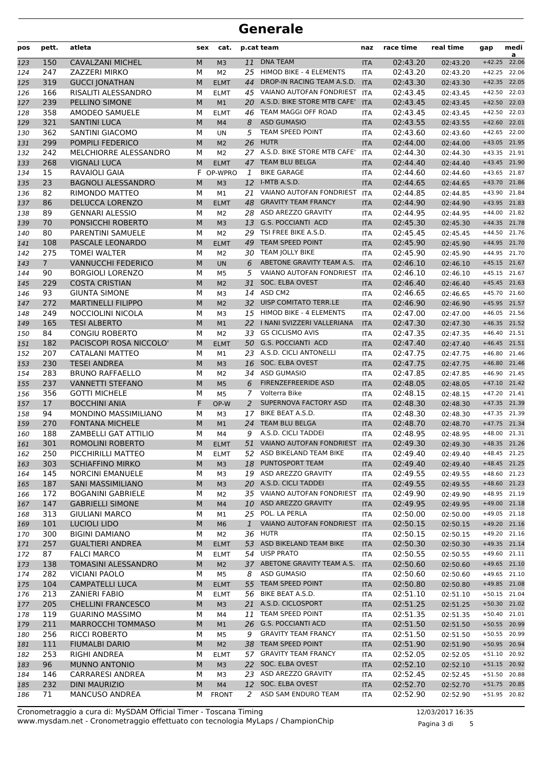# Generale

| pos | pett. | atleta | sex | cat. | p.cat | team | naz | race time | real time | gap | media |
|---|---|---|---|---|---|---|---|---|---|---|---|
| 123 | 150 | CAVALZANI MICHEL | M | M3 | 11 | DNA TEAM | ITA | 02:43.20 | 02:43.20 | +42.25 | 22.06 |
| 124 | 247 | ZAZZERI MIRKO | M | M2 | 25 | HIMOD BIKE - 4 ELEMENTS | ITA | 02:43.20 | 02:43.20 | +42.25 | 22.06 |
| 125 | 319 | GUCCI JONATHAN | M | ELMT | 44 | DROP-IN RACING TEAM A.S.D. | ITA | 02:43.30 | 02:43.30 | +42.35 | 22.05 |
| 126 | 166 | RISALITI ALESSANDRO | M | ELMT | 45 | VAIANO AUTOFAN FONDRIEST | ITA | 02:43.45 | 02:43.45 | +42.50 | 22.03 |
| 127 | 239 | PELLINO SIMONE | M | M1 | 20 | A.S.D. BIKE STORE MTB CAFE' | ITA | 02:43.45 | 02:43.45 | +42.50 | 22.03 |
| 128 | 358 | AMODEO SAMUELE | M | ELMT | 46 | TEAM MAGGI OFF ROAD | ITA | 02:43.45 | 02:43.45 | +42.50 | 22.03 |
| 129 | 321 | SANTINI LUCA | M | M4 | 8 | ASD GUMASIO | ITA | 02:43.55 | 02:43.55 | +42.60 | 22.01 |
| 130 | 362 | SANTINI GIACOMO | M | UN | 5 | TEAM SPEED POINT | ITA | 02:43.60 | 02:43.60 | +42.65 | 22.00 |
| 131 | 299 | POMPILI FEDERICO | M | M2 | 26 | HUTR | ITA | 02:44.00 | 02:44.00 | +43.05 | 21.95 |
| 132 | 242 | MELCHIORRE ALESSANDRO | M | M2 | 27 | A.S.D. BIKE STORE MTB CAFE' | ITA | 02:44.30 | 02:44.30 | +43.35 | 21.91 |
| 133 | 268 | VIGNALI LUCA | M | ELMT | 47 | TEAM BLU BELGA | ITA | 02:44.40 | 02:44.40 | +43.45 | 21.90 |
| 134 | 15 | RAVAIOLI GAIA | F | OP-WPRO | 1 | BIKE GARAGE | ITA | 02:44.60 | 02:44.60 | +43.65 | 21.87 |
| 135 | 23 | BAGNOLI ALESSANDRO | M | M3 | 12 | I-MTB A.S.D. | ITA | 02:44.65 | 02:44.65 | +43.70 | 21.86 |
| 136 | 82 | RIMONDO MATTEO | M | M1 | 21 | VAIANO AUTOFAN FONDRIEST | ITA | 02:44.85 | 02:44.85 | +43.90 | 21.84 |
| 137 | 86 | DELUCCA LORENZO | M | ELMT | 48 | GRAVITY TEAM FRANCY | ITA | 02:44.90 | 02:44.90 | +43.95 | 21.83 |
| 138 | 89 | GENNARI ALESSIO | M | M2 | 28 | ASD AREZZO GRAVITY | ITA | 02:44.95 | 02:44.95 | +44.00 | 21.82 |
| 139 | 70 | PONSICCHI ROBERTO | M | M3 | 13 | G.S. POCCIANTI ACD | ITA | 02:45.30 | 02:45.30 | +44.35 | 21.78 |
| 140 | 80 | PARENTINI SAMUELE | M | M2 | 29 | TSI FREE BIKE A.S.D. | ITA | 02:45.45 | 02:45.45 | +44.50 | 21.76 |
| 141 | 108 | PASCALE LEONARDO | M | ELMT | 49 | TEAM SPEED POINT | ITA | 02:45.90 | 02:45.90 | +44.95 | 21.70 |
| 142 | 275 | TOMEI WALTER | M | M2 | 30 | TEAM JOLLY BIKE | ITA | 02:45.90 | 02:45.90 | +44.95 | 21.70 |
| 143 | 7 | VANNUCCHI FEDERICO | M | UN | 6 | ABETONE GRAVITY TEAM A.S. | ITA | 02:46.10 | 02:46.10 | +45.15 | 21.67 |
| 144 | 90 | BORGIOLI LORENZO | M | M5 | 5 | VAIANO AUTOFAN FONDRIEST | ITA | 02:46.10 | 02:46.10 | +45.15 | 21.67 |
| 145 | 229 | COSTA CRISTIAN | M | M2 | 31 | SOC. ELBA OVEST | ITA | 02:46.40 | 02:46.40 | +45.45 | 21.63 |
| 146 | 93 | GIUNTA SIMONE | M | M3 | 14 | ASD CM2 | ITA | 02:46.65 | 02:46.65 | +45.70 | 21.60 |
| 147 | 272 | MARTINELLI FILIPPO | M | M2 | 32 | UISP COMITATO TERR.LE | ITA | 02:46.90 | 02:46.90 | +45.95 | 21.57 |
| 148 | 249 | NOCCIOLINI NICOLA | M | M3 | 15 | HIMOD BIKE - 4 ELEMENTS | ITA | 02:47.00 | 02:47.00 | +46.05 | 21.56 |
| 149 | 165 | TESI ALBERTO | M | M1 | 22 | I NANI SVIZZERI VALLERIANA | ITA | 02:47.30 | 02:47.30 | +46.35 | 21.52 |
| 150 | 84 | CONGIU ROBERTO | M | M2 | 33 | GS CICLISMO AVIS | ITA | 02:47.35 | 02:47.35 | +46.40 | 21.51 |
| 151 | 182 | PACISCOPI ROSA NICCOLO' | M | ELMT | 50 | G.S. POCCIANTI ACD | ITA | 02:47.40 | 02:47.40 | +46.45 | 21.51 |
| 152 | 207 | CATALANI MATTEO | M | M1 | 23 | A.S.D. CICLI ANTONELLI | ITA | 02:47.75 | 02:47.75 | +46.80 | 21.46 |
| 153 | 230 | TESEI ANDREA | M | M3 | 16 | SOC. ELBA OVEST | ITA | 02:47.75 | 02:47.75 | +46.80 | 21.46 |
| 154 | 283 | BRUNO RAFFAELLO | M | M2 | 34 | ASD GUMASIO | ITA | 02:47.85 | 02:47.85 | +46.90 | 21.45 |
| 155 | 237 | VANNETTI STEFANO | M | M5 | 6 | FIRENZEFREERIDE ASD | ITA | 02:48.05 | 02:48.05 | +47.10 | 21.42 |
| 156 | 356 | GOTTI MICHELE | M | M5 | 7 | Volterra Bike | ITA | 02:48.15 | 02:48.15 | +47.20 | 21.41 |
| 157 | 17 | BOCCHINI ANIA | F | OP-W | 2 | SUPERNOVA FACTORY ASD | ITA | 02:48.30 | 02:48.30 | +47.35 | 21.39 |
| 158 | 94 | MONDINO MASSIMILIANO | M | M3 | 17 | BIKE BEAT A.S.D. | ITA | 02:48.30 | 02:48.30 | +47.35 | 21.39 |
| 159 | 270 | FONTANA MICHELE | M | M1 | 24 | TEAM BLU BELGA | ITA | 02:48.70 | 02:48.70 | +47.75 | 21.34 |
| 160 | 188 | ZAMBELLI GAT ATTILIO | M | M4 | 9 | A.S.D. CICLI TADDEI | ITA | 02:48.95 | 02:48.95 | +48.00 | 21.31 |
| 161 | 301 | ROMOLINI ROBERTO | M | ELMT | 51 | VAIANO AUTOFAN FONDRIEST | ITA | 02:49.30 | 02:49.30 | +48.35 | 21.26 |
| 162 | 250 | PICCHIRILLI MATTEO | M | ELMT | 52 | ASD BIKELAND TEAM BIKE | ITA | 02:49.40 | 02:49.40 | +48.45 | 21.25 |
| 163 | 303 | SCHIAFFINO MIRKO | M | M3 | 18 | PUNTOSPORT TEAM | ITA | 02:49.40 | 02:49.40 | +48.45 | 21.25 |
| 164 | 145 | NORCINI EMANUELE | M | M3 | 19 | ASD AREZZO GRAVITY | ITA | 02:49.55 | 02:49.55 | +48.60 | 21.23 |
| 165 | 187 | SANI MASSIMILIANO | M | M3 | 20 | A.S.D. CICLI TADDEI | ITA | 02:49.55 | 02:49.55 | +48.60 | 21.23 |
| 166 | 172 | BOGANINI GABRIELE | M | M2 | 35 | VAIANO AUTOFAN FONDRIEST | ITA | 02:49.90 | 02:49.90 | +48.95 | 21.19 |
| 167 | 147 | GABRIELLI SIMONE | M | M4 | 10 | ASD AREZZO GRAVITY | ITA | 02:49.95 | 02:49.95 | +49.00 | 21.18 |
| 168 | 313 | GIULIANI MARCO | M | M1 | 25 | POL. LA PERLA | ITA | 02:50.00 | 02:50.00 | +49.05 | 21.18 |
| 169 | 101 | LUCIOLI LIDO | M | M6 | 1 | VAIANO AUTOFAN FONDRIEST | ITA | 02:50.15 | 02:50.15 | +49.20 | 21.16 |
| 170 | 300 | BIGINI DAMIANO | M | M2 | 36 | HUTR | ITA | 02:50.15 | 02:50.15 | +49.20 | 21.16 |
| 171 | 257 | GUALTIERI ANDREA | M | ELMT | 53 | ASD BIKELAND TEAM BIKE | ITA | 02:50.30 | 02:50.30 | +49.35 | 21.14 |
| 172 | 87 | FALCI MARCO | M | ELMT | 54 | UISP PRATO | ITA | 02:50.55 | 02:50.55 | +49.60 | 21.11 |
| 173 | 138 | TOMASINI ALESSANDRO | M | M2 | 37 | ABETONE GRAVITY TEAM A.S. | ITA | 02:50.60 | 02:50.60 | +49.65 | 21.10 |
| 174 | 282 | VICIANI PAOLO | M | M5 | 8 | ASD GUMASIO | ITA | 02:50.60 | 02:50.60 | +49.65 | 21.10 |
| 175 | 104 | CAMPATELLI LUCA | M | ELMT | 55 | TEAM SPEED POINT | ITA | 02:50.80 | 02:50.80 | +49.85 | 21.08 |
| 176 | 213 | ZANIERI FABIO | M | ELMT | 56 | BIKE BEAT A.S.D. | ITA | 02:51.10 | 02:51.10 | +50.15 | 21.04 |
| 177 | 205 | CHELLINI FRANCESCO | M | M3 | 21 | A.S.D. CICLOSPORT | ITA | 02:51.25 | 02:51.25 | +50.30 | 21.02 |
| 178 | 119 | GUARINO MASSIMO | M | M4 | 11 | TEAM SPEED POINT | ITA | 02:51.35 | 02:51.35 | +50.40 | 21.01 |
| 179 | 211 | MARROCCHI TOMMASO | M | M1 | 26 | G.S. POCCIANTI ACD | ITA | 02:51.50 | 02:51.50 | +50.55 | 20.99 |
| 180 | 256 | RICCI ROBERTO | M | M5 | 9 | GRAVITY TEAM FRANCY | ITA | 02:51.50 | 02:51.50 | +50.55 | 20.99 |
| 181 | 111 | FIUMALBI DARIO | M | M2 | 38 | TEAM SPEED POINT | ITA | 02:51.90 | 02:51.90 | +50.95 | 20.94 |
| 182 | 253 | RIGHI ANDREA | M | ELMT | 57 | GRAVITY TEAM FRANCY | ITA | 02:52.05 | 02:52.05 | +51.10 | 20.92 |
| 183 | 96 | MUNNO ANTONIO | M | M3 | 22 | SOC. ELBA OVEST | ITA | 02:52.10 | 02:52.10 | +51.15 | 20.92 |
| 184 | 146 | CARRARESI ANDREA | M | M3 | 23 | ASD AREZZO GRAVITY | ITA | 02:52.45 | 02:52.45 | +51.50 | 20.88 |
| 185 | 232 | DINI MAURIZIO | M | M4 | 12 | SOC. ELBA OVEST | ITA | 02:52.70 | 02:52.70 | +51.75 | 20.85 |
| 186 | 71 | MANCUSO ANDREA | M | FRONT | 2 | ASD SAM ENDURO TEAM | ITA | 02:52.90 | 02:52.90 | +51.95 | 20.82 |

Cronometraggio a cura di: MySDAM Official Timer - Toscana Timing
www.mysdam.net - Cronometraggio effettuato con tecnologia MyLaps / ChampionChip

12/03/2017 16:35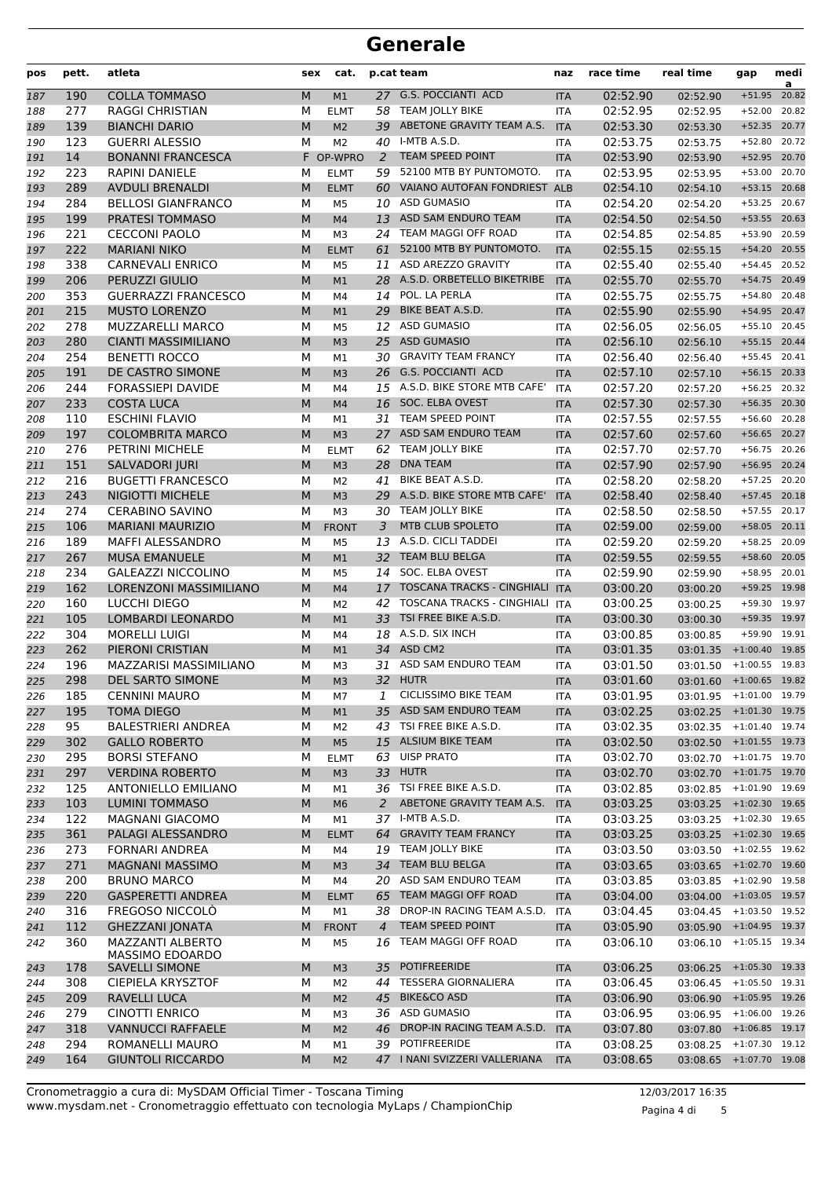# Generale

| pos | pett. | atleta | sex | cat. | p.cat | team | naz | race time | real time | gap | media |
|---|---|---|---|---|---|---|---|---|---|---|---|
| 187 | 190 | COLLA TOMMASO | M | M1 | 27 | G.S. POCCIANTI ACD | ITA | 02:52.90 | 02:52.90 | +51.95 | 20.82 |
| 188 | 277 | RAGGI CHRISTIAN | M | ELMT | 58 | TEAM JOLLY BIKE | ITA | 02:52.95 | 02:52.95 | +52.00 | 20.82 |
| 189 | 139 | BIANCHI DARIO | M | M2 | 39 | ABETONE GRAVITY TEAM A.S. | ITA | 02:53.30 | 02:53.30 | +52.35 | 20.77 |
| 190 | 123 | GUERRI ALESSIO | M | M2 | 40 | I-MTB A.S.D. | ITA | 02:53.75 | 02:53.75 | +52.80 | 20.72 |
| 191 | 14 | BONANNI FRANCESCA | F | OP-WPRO | 2 | TEAM SPEED POINT | ITA | 02:53.90 | 02:53.90 | +52.95 | 20.70 |
| 192 | 223 | RAPINI DANIELE | M | ELMT | 59 | 52100 MTB BY PUNTOMOTO. | ITA | 02:53.95 | 02:53.95 | +53.00 | 20.70 |
| 193 | 289 | AVDULI BRENALDI | M | ELMT | 60 | VAIANO AUTOFAN FONDRIEST | ALB | 02:54.10 | 02:54.10 | +53.15 | 20.68 |
| 194 | 284 | BELLOSI GIANFRANCO | M | M5 | 10 | ASD GUMASIO | ITA | 02:54.20 | 02:54.20 | +53.25 | 20.67 |
| 195 | 199 | PRATESI TOMMASO | M | M4 | 13 | ASD SAM ENDURO TEAM | ITA | 02:54.50 | 02:54.50 | +53.55 | 20.63 |
| 196 | 221 | CECCONI PAOLO | M | M3 | 24 | TEAM MAGGI OFF ROAD | ITA | 02:54.85 | 02:54.85 | +53.90 | 20.59 |
| 197 | 222 | MARIANI NIKO | M | ELMT | 61 | 52100 MTB BY PUNTOMOTO. | ITA | 02:55.15 | 02:55.15 | +54.20 | 20.55 |
| 198 | 338 | CARNEVALI ENRICO | M | M5 | 11 | ASD AREZZO GRAVITY | ITA | 02:55.40 | 02:55.40 | +54.45 | 20.52 |
| 199 | 206 | PERUZZI GIULIO | M | M1 | 28 | A.S.D. ORBETELLO BIKETRIBE | ITA | 02:55.70 | 02:55.70 | +54.75 | 20.49 |
| 200 | 353 | GUERRAZZI FRANCESCO | M | M4 | 14 | POL. LA PERLA | ITA | 02:55.75 | 02:55.75 | +54.80 | 20.48 |
| 201 | 215 | MUSTO LORENZO | M | M1 | 29 | BIKE BEAT A.S.D. | ITA | 02:55.90 | 02:55.90 | +54.95 | 20.47 |
| 202 | 278 | MUZZARELLI MARCO | M | M5 | 12 | ASD GUMASIO | ITA | 02:56.05 | 02:56.05 | +55.10 | 20.45 |
| 203 | 280 | CIANTI MASSIMILIANO | M | M3 | 25 | ASD GUMASIO | ITA | 02:56.10 | 02:56.10 | +55.15 | 20.44 |
| 204 | 254 | BENETTI ROCCO | M | M1 | 30 | GRAVITY TEAM FRANCY | ITA | 02:56.40 | 02:56.40 | +55.45 | 20.41 |
| 205 | 191 | DE CASTRO SIMONE | M | M3 | 26 | G.S. POCCIANTI ACD | ITA | 02:57.10 | 02:57.10 | +56.15 | 20.33 |
| 206 | 244 | FORASSIEPI DAVIDE | M | M4 | 15 | A.S.D. BIKE STORE MTB CAFE' | ITA | 02:57.20 | 02:57.20 | +56.25 | 20.32 |
| 207 | 233 | COSTA LUCA | M | M4 | 16 | SOC. ELBA OVEST | ITA | 02:57.30 | 02:57.30 | +56.35 | 20.30 |
| 208 | 110 | ESCHINI FLAVIO | M | M1 | 31 | TEAM SPEED POINT | ITA | 02:57.55 | 02:57.55 | +56.60 | 20.28 |
| 209 | 197 | COLOMBRITA MARCO | M | M3 | 27 | ASD SAM ENDURO TEAM | ITA | 02:57.60 | 02:57.60 | +56.65 | 20.27 |
| 210 | 276 | PETRINI MICHELE | M | ELMT | 62 | TEAM JOLLY BIKE | ITA | 02:57.70 | 02:57.70 | +56.75 | 20.26 |
| 211 | 151 | SALVADORI JURI | M | M3 | 28 | DNA TEAM | ITA | 02:57.90 | 02:57.90 | +56.95 | 20.24 |
| 212 | 216 | BUGETTI FRANCESCO | M | M2 | 41 | BIKE BEAT A.S.D. | ITA | 02:58.20 | 02:58.20 | +57.25 | 20.20 |
| 213 | 243 | NIGIOTTI MICHELE | M | M3 | 29 | A.S.D. BIKE STORE MTB CAFE' | ITA | 02:58.40 | 02:58.40 | +57.45 | 20.18 |
| 214 | 274 | CERABINO SAVINO | M | M3 | 30 | TEAM JOLLY BIKE | ITA | 02:58.50 | 02:58.50 | +57.55 | 20.17 |
| 215 | 106 | MARIANI MAURIZIO | M | FRONT | 3 | MTB CLUB SPOLETO | ITA | 02:59.00 | 02:59.00 | +58.05 | 20.11 |
| 216 | 189 | MAFFI ALESSANDRO | M | M5 | 13 | A.S.D. CICLI TADDEI | ITA | 02:59.20 | 02:59.20 | +58.25 | 20.09 |
| 217 | 267 | MUSA EMANUELE | M | M1 | 32 | TEAM BLU BELGA | ITA | 02:59.55 | 02:59.55 | +58.60 | 20.05 |
| 218 | 234 | GALEAZZI NICCOLINO | M | M5 | 14 | SOC. ELBA OVEST | ITA | 02:59.90 | 02:59.90 | +58.95 | 20.01 |
| 219 | 162 | LORENZONI MASSIMILIANO | M | M4 | 17 | TOSCANA TRACKS - CINGHIALI | ITA | 03:00.20 | 03:00.20 | +59.25 | 19.98 |
| 220 | 160 | LUCCHI DIEGO | M | M2 | 42 | TOSCANA TRACKS - CINGHIALI | ITA | 03:00.25 | 03:00.25 | +59.30 | 19.97 |
| 221 | 105 | LOMBARDI LEONARDO | M | M1 | 33 | TSI FREE BIKE A.S.D. | ITA | 03:00.30 | 03:00.30 | +59.35 | 19.97 |
| 222 | 304 | MORELLI LUIGI | M | M4 | 18 | A.S.D. SIX INCH | ITA | 03:00.85 | 03:00.85 | +59.90 | 19.91 |
| 223 | 262 | PIERONI CRISTIAN | M | M1 | 34 | ASD CM2 | ITA | 03:01.35 | 03:01.35 | +1:00.40 | 19.85 |
| 224 | 196 | MAZZARISI MASSIMILIANO | M | M3 | 31 | ASD SAM ENDURO TEAM | ITA | 03:01.50 | 03:01.50 | +1:00.55 | 19.83 |
| 225 | 298 | DEL SARTO SIMONE | M | M3 | 32 | HUTR | ITA | 03:01.60 | 03:01.60 | +1:00.65 | 19.82 |
| 226 | 185 | CENNINI MAURO | M | M7 | 1 | CICLISSIMO BIKE TEAM | ITA | 03:01.95 | 03:01.95 | +1:01.00 | 19.79 |
| 227 | 195 | TOMA DIEGO | M | M1 | 35 | ASD SAM ENDURO TEAM | ITA | 03:02.25 | 03:02.25 | +1:01.30 | 19.75 |
| 228 | 95 | BALESTRIERI ANDREA | M | M2 | 43 | TSI FREE BIKE A.S.D. | ITA | 03:02.35 | 03:02.35 | +1:01.40 | 19.74 |
| 229 | 302 | GALLO ROBERTO | M | M5 | 15 | ALSIUM BIKE TEAM | ITA | 03:02.50 | 03:02.50 | +1:01.55 | 19.73 |
| 230 | 295 | BORSI STEFANO | M | ELMT | 63 | UISP PRATO | ITA | 03:02.70 | 03:02.70 | +1:01.75 | 19.70 |
| 231 | 297 | VERDINA ROBERTO | M | M3 | 33 | HUTR | ITA | 03:02.70 | 03:02.70 | +1:01.75 | 19.70 |
| 232 | 125 | ANTONIELLO EMILIANO | M | M1 | 36 | TSI FREE BIKE A.S.D. | ITA | 03:02.85 | 03:02.85 | +1:01.90 | 19.69 |
| 233 | 103 | LUMINI TOMMASO | M | M6 | 2 | ABETONE GRAVITY TEAM A.S. | ITA | 03:03.25 | 03:03.25 | +1:02.30 | 19.65 |
| 234 | 122 | MAGNANI GIACOMO | M | M1 | 37 | I-MTB A.S.D. | ITA | 03:03.25 | 03:03.25 | +1:02.30 | 19.65 |
| 235 | 361 | PALAGI ALESSANDRO | M | ELMT | 64 | GRAVITY TEAM FRANCY | ITA | 03:03.25 | 03:03.25 | +1:02.30 | 19.65 |
| 236 | 273 | FORNARI ANDREA | M | M4 | 19 | TEAM JOLLY BIKE | ITA | 03:03.50 | 03:03.50 | +1:02.55 | 19.62 |
| 237 | 271 | MAGNANI MASSIMO | M | M3 | 34 | TEAM BLU BELGA | ITA | 03:03.65 | 03:03.65 | +1:02.70 | 19.60 |
| 238 | 200 | BRUNO MARCO | M | M4 | 20 | ASD SAM ENDURO TEAM | ITA | 03:03.85 | 03:03.85 | +1:02.90 | 19.58 |
| 239 | 220 | GASPERETTI ANDREA | M | ELMT | 65 | TEAM MAGGI OFF ROAD | ITA | 03:04.00 | 03:04.00 | +1:03.05 | 19.57 |
| 240 | 316 | FREGOSO NICCOLÒ | M | M1 | 38 | DROP-IN RACING TEAM A.S.D. | ITA | 03:04.45 | 03:04.45 | +1:03.50 | 19.52 |
| 241 | 112 | GHEZZANI JONATA | M | FRONT | 4 | TEAM SPEED POINT | ITA | 03:05.90 | 03:05.90 | +1:04.95 | 19.37 |
| 242 | 360 | MAZZANTI ALBERTO MASSIMO EDOARDO | M | M5 | 16 | TEAM MAGGI OFF ROAD | ITA | 03:06.10 | 03:06.10 | +1:05.15 | 19.34 |
| 243 | 178 | SAVELLI SIMONE | M | M3 | 35 | POTIFREERIDE | ITA | 03:06.25 | 03:06.25 | +1:05.30 | 19.33 |
| 244 | 308 | CIEPIELA KRYSZTOF | M | M2 | 44 | TESSERA GIORNALIERA | ITA | 03:06.45 | 03:06.45 | +1:05.50 | 19.31 |
| 245 | 209 | RAVELLI LUCA | M | M2 | 45 | BIKE&CO ASD | ITA | 03:06.90 | 03:06.90 | +1:05.95 | 19.26 |
| 246 | 279 | CINOTTI ENRICO | M | M3 | 36 | ASD GUMASIO | ITA | 03:06.95 | 03:06.95 | +1:06.00 | 19.26 |
| 247 | 318 | VANNUCCI RAFFAELE | M | M2 | 46 | DROP-IN RACING TEAM A.S.D. | ITA | 03:07.80 | 03:07.80 | +1:06.85 | 19.17 |
| 248 | 294 | ROMANELLI MAURO | M | M1 | 39 | POTIFREERIDE | ITA | 03:08.25 | 03:08.25 | +1:07.30 | 19.12 |
| 249 | 164 | GIUNTOLI RICCARDO | M | M2 | 47 | I NANI SVIZZERI VALLERIANA | ITA | 03:08.65 | 03:08.65 | +1:07.70 | 19.08 |

Cronometraggio a cura di: MySDAM Official Timer - Toscana Timing
www.mysdam.net - Cronometraggio effettuato con tecnologia MyLaps / ChampionChip

12/03/2017 16:35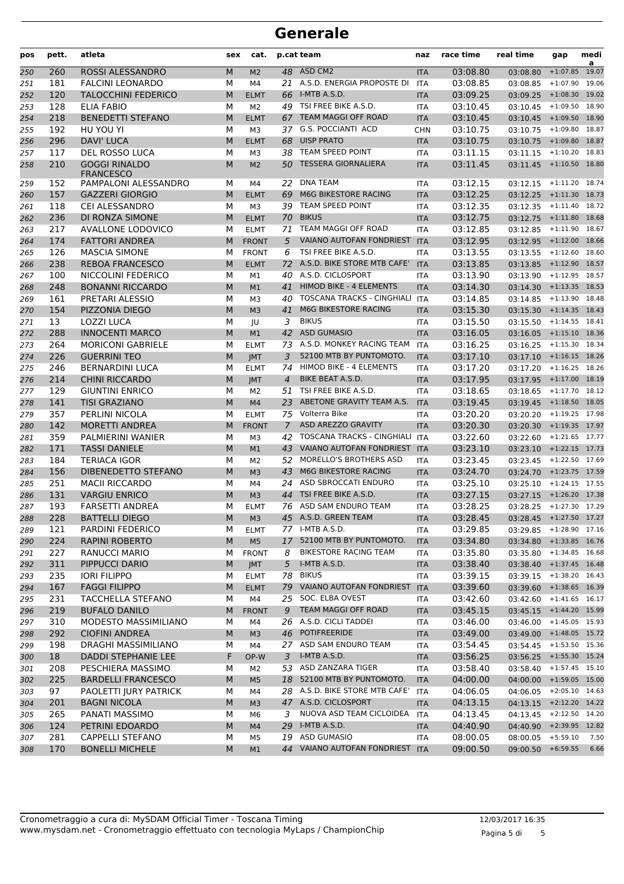# Generale

| pos | pett. | atleta | sex | cat. | p.cat | team | naz | race time | real time | gap | media |
|---|---|---|---|---|---|---|---|---|---|---|---|
| 250 | 260 | ROSSI ALESSANDRO | M | M2 | 48 | ASD CM2 | ITA | 03:08.80 | 03:08.80 | +1:07.85 | 19.07 |
| 251 | 181 | FALCINI LEONARDO | M | M4 | 21 | A.S.D. ENERGIA PROPOSTE DI | ITA | 03:08.85 | 03:08.85 | +1:07.90 | 19.06 |
| 252 | 120 | TALOCCHINI FEDERICO | M | ELMT | 66 | I-MTB A.S.D. | ITA | 03:09.25 | 03:09.25 | +1:08.30 | 19.02 |
| 253 | 128 | ELIA FABIO | M | M2 | 49 | TSI FREE BIKE A.S.D. | ITA | 03:10.45 | 03:10.45 | +1:09.50 | 18.90 |
| 254 | 218 | BENEDETTI STEFANO | M | ELMT | 67 | TEAM MAGGI OFF ROAD | ITA | 03:10.45 | 03:10.45 | +1:09.50 | 18.90 |
| 255 | 192 | HU YOU YI | M | M3 | 37 | G.S. POCCIANTI ACD | CHN | 03:10.75 | 03:10.75 | +1:09.80 | 18.87 |
| 256 | 296 | DAVI' LUCA | M | ELMT | 68 | UISP PRATO | ITA | 03:10.75 | 03:10.75 | +1:09.80 | 18.87 |
| 257 | 117 | DEL ROSSO LUCA | M | M3 | 38 | TEAM SPEED POINT | ITA | 03:11.15 | 03:11.15 | +1:10.20 | 18.83 |
| 258 | 210 | GOGGI RINALDO FRANCESCO | M | M2 | 50 | TESSERA GIORNALIERA | ITA | 03:11.45 | 03:11.45 | +1:10.50 | 18.80 |
| 259 | 152 | PAMPALONI ALESSANDRO | M | M4 | 22 | DNA TEAM | ITA | 03:12.15 | 03:12.15 | +1:11.20 | 18.74 |
| 260 | 157 | GAZZERI GIORGIO | M | ELMT | 69 | M6G BIKESTORE RACING | ITA | 03:12.25 | 03:12.25 | +1:11.30 | 18.73 |
| 261 | 118 | CEI ALESSANDRO | M | M3 | 39 | TEAM SPEED POINT | ITA | 03:12.35 | 03:12.35 | +1:11.40 | 18.72 |
| 262 | 236 | DI RONZA SIMONE | M | ELMT | 70 | BIKUS | ITA | 03:12.75 | 03:12.75 | +1:11.80 | 18.68 |
| 263 | 217 | AVALLONE LODOVICO | M | ELMT | 71 | TEAM MAGGI OFF ROAD | ITA | 03:12.85 | 03:12.85 | +1:11.90 | 18.67 |
| 264 | 174 | FATTORI ANDREA | M | FRONT | 5 | VAIANO AUTOFAN FONDRIEST | ITA | 03:12.95 | 03:12.95 | +1:12.00 | 18.66 |
| 265 | 126 | MASCIA SIMONE | M | FRONT | 6 | TSI FREE BIKE A.S.D. | ITA | 03:13.55 | 03:13.55 | +1:12.60 | 18.60 |
| 266 | 238 | REBOA FRANCESCO | M | ELMT | 72 | A.S.D. BIKE STORE MTB CAFE' | ITA | 03:13.85 | 03:13.85 | +1:12.90 | 18.57 |
| 267 | 100 | NICCOLINI FEDERICO | M | M1 | 40 | A.S.D. CICLOSPORT | ITA | 03:13.90 | 03:13.90 | +1:12.95 | 18.57 |
| 268 | 248 | BONANNI RICCARDO | M | M1 | 41 | HIMOD BIKE - 4 ELEMENTS | ITA | 03:14.30 | 03:14.30 | +1:13.35 | 18.53 |
| 269 | 161 | PRETARI ALESSIO | M | M3 | 40 | TOSCANA TRACKS - CINGHIALI | ITA | 03:14.85 | 03:14.85 | +1:13.90 | 18.48 |
| 270 | 154 | PIZZONIA DIEGO | M | M3 | 41 | M6G BIKESTORE RACING | ITA | 03:15.30 | 03:15.30 | +1:14.35 | 18.43 |
| 271 | 13 | LOZZI LUCA | M | JU | 3 | BIKUS | ITA | 03:15.50 | 03:15.50 | +1:14.55 | 18.41 |
| 272 | 288 | INNOCENTI MARCO | M | M1 | 42 | ASD GUMASIO | ITA | 03:16.05 | 03:16.05 | +1:15.10 | 18.36 |
| 273 | 264 | MORICONI GABRIELE | M | ELMT | 73 | A.S.D. MONKEY RACING TEAM | ITA | 03:16.25 | 03:16.25 | +1:15.30 | 18.34 |
| 274 | 226 | GUERRINI TEO | M | JMT | 3 | 52100 MTB BY PUNTOMOTO. | ITA | 03:17.10 | 03:17.10 | +1:16.15 | 18.26 |
| 275 | 246 | BERNARDINI LUCA | M | ELMT | 74 | HIMOD BIKE - 4 ELEMENTS | ITA | 03:17.20 | 03:17.20 | +1:16.25 | 18.26 |
| 276 | 214 | CHINI RICCARDO | M | JMT | 4 | BIKE BEAT A.S.D. | ITA | 03:17.95 | 03:17.95 | +1:17.00 | 18.19 |
| 277 | 129 | GIUNTINI ENRICO | M | M2 | 51 | TSI FREE BIKE A.S.D. | ITA | 03:18.65 | 03:18.65 | +1:17.70 | 18.12 |
| 278 | 141 | TISI GRAZIANO | M | M4 | 23 | ABETONE GRAVITY TEAM A.S. | ITA | 03:19.45 | 03:19.45 | +1:18.50 | 18.05 |
| 279 | 357 | PERLINI NICOLA | M | ELMT | 75 | Volterra Bike | ITA | 03:20.20 | 03:20.20 | +1:19.25 | 17.98 |
| 280 | 142 | MORETTI ANDREA | M | FRONT | 7 | ASD AREZZO GRAVITY | ITA | 03:20.30 | 03:20.30 | +1:19.35 | 17.97 |
| 281 | 359 | PALMIERINI WANIER | M | M3 | 42 | TOSCANA TRACKS - CINGHIALI | ITA | 03:22.60 | 03:22.60 | +1:21.65 | 17.77 |
| 282 | 171 | TASSI DANIELE | M | M1 | 43 | VAIANO AUTOFAN FONDRIEST | ITA | 03:23.10 | 03:23.10 | +1:22.15 | 17.73 |
| 283 | 184 | TERIACA IGOR | M | M2 | 52 | MORELLO'S BROTHERS ASD | ITA | 03:23.45 | 03:23.45 | +1:22.50 | 17.69 |
| 284 | 156 | DIBENEDETTO STEFANO | M | M3 | 43 | M6G BIKESTORE RACING | ITA | 03:24.70 | 03:24.70 | +1:23.75 | 17.59 |
| 285 | 251 | MACII RICCARDO | M | M4 | 24 | ASD SBROCCATI ENDURO | ITA | 03:25.10 | 03:25.10 | +1:24.15 | 17.55 |
| 286 | 131 | VARGIU ENRICO | M | M3 | 44 | TSI FREE BIKE A.S.D. | ITA | 03:27.15 | 03:27.15 | +1:26.20 | 17.38 |
| 287 | 193 | FARSETTI ANDREA | M | ELMT | 76 | ASD SAM ENDURO TEAM | ITA | 03:28.25 | 03:28.25 | +1:27.30 | 17.29 |
| 288 | 228 | BATTELLI DIEGO | M | M3 | 45 | A.S.D. GREEN TEAM | ITA | 03:28.45 | 03:28.45 | +1:27.50 | 17.27 |
| 289 | 121 | PARDINI FEDERICO | M | ELMT | 77 | I-MTB A.S.D. | ITA | 03:29.85 | 03:29.85 | +1:28.90 | 17.16 |
| 290 | 224 | RAPINI ROBERTO | M | M5 | 17 | 52100 MTB BY PUNTOMOTO. | ITA | 03:34.80 | 03:34.80 | +1:33.85 | 16.76 |
| 291 | 227 | RANUCCI MARIO | M | FRONT | 8 | BIKESTORE RACING TEAM | ITA | 03:35.80 | 03:35.80 | +1:34.85 | 16.68 |
| 292 | 311 | PIPPUCCI DARIO | M | JMT | 5 | I-MTB A.S.D. | ITA | 03:38.40 | 03:38.40 | +1:37.45 | 16.48 |
| 293 | 235 | IORI FILIPPO | M | ELMT | 78 | BIKUS | ITA | 03:39.15 | 03:39.15 | +1:38.20 | 16.43 |
| 294 | 167 | FAGGI FILIPPO | M | ELMT | 79 | VAIANO AUTOFAN FONDRIEST | ITA | 03:39.60 | 03:39.60 | +1:38.65 | 16.39 |
| 295 | 231 | TACCHELLA STEFANO | M | M4 | 25 | SOC. ELBA OVEST | ITA | 03:42.60 | 03:42.60 | +1:41.65 | 16.17 |
| 296 | 219 | BUFALO DANILO | M | FRONT | 9 | TEAM MAGGI OFF ROAD | ITA | 03:45.15 | 03:45.15 | +1:44.20 | 15.99 |
| 297 | 310 | MODESTO MASSIMILIANO | M | M4 | 26 | A.S.D. CICLI TADDEI | ITA | 03:46.00 | 03:46.00 | +1:45.05 | 15.93 |
| 298 | 292 | CIOFINI ANDREA | M | M3 | 46 | POTIFREERIDE | ITA | 03:49.00 | 03:49.00 | +1:48.05 | 15.72 |
| 299 | 198 | DRAGHI MASSIMILIANO | M | M4 | 27 | ASD SAM ENDURO TEAM | ITA | 03:54.45 | 03:54.45 | +1:53.50 | 15.36 |
| 300 | 18 | DADDI STEPHANIE LEE | F | OP-W | 3 | I-MTB A.S.D. | ITA | 03:56.25 | 03:56.25 | +1:55.30 | 15.24 |
| 301 | 208 | PESCHIERA MASSIMO | M | M2 | 53 | ASD ZANZARA TIGER | ITA | 03:58.40 | 03:58.40 | +1:57.45 | 15.10 |
| 302 | 225 | BARDELLI FRANCESCO | M | M5 | 18 | 52100 MTB BY PUNTOMOTO. | ITA | 04:00.00 | 04:00.00 | +1:59.05 | 15.00 |
| 303 | 97 | PAOLETTI JURY PATRICK | M | M4 | 28 | A.S.D. BIKE STORE MTB CAFE' | ITA | 04:06.05 | 04:06.05 | +2:05.10 | 14.63 |
| 304 | 201 | BAGNI NICOLA | M | M3 | 47 | A.S.D. CICLOSPORT | ITA | 04:13.15 | 04:13.15 | +2:12.20 | 14.22 |
| 305 | 265 | PANATI MASSIMO | M | M6 | 3 | NUOVA ASD TEAM CICLOIDEA | ITA | 04:13.45 | 04:13.45 | +2:12.50 | 14.20 |
| 306 | 124 | PETRINI EDOARDO | M | M4 | 29 | I-MTB A.S.D. | ITA | 04:40.90 | 04:40.90 | +2:39.95 | 12.82 |
| 307 | 281 | CAPPELLI STEFANO | M | M5 | 19 | ASD GUMASIO | ITA | 08:00.05 | 08:00.05 | +5:59.10 | 7.50 |
| 308 | 170 | BONELLI MICHELE | M | M1 | 44 | VAIANO AUTOFAN FONDRIEST | ITA | 09:00.50 | 09:00.50 | +6:59.55 | 6.66 |

Cronometraggio a cura di: MySDAM Official Timer - Toscana Timing
www.mysdam.net - Cronometraggio effettuato con tecnologia MyLaps / ChampionChip

12/03/2017 16:35